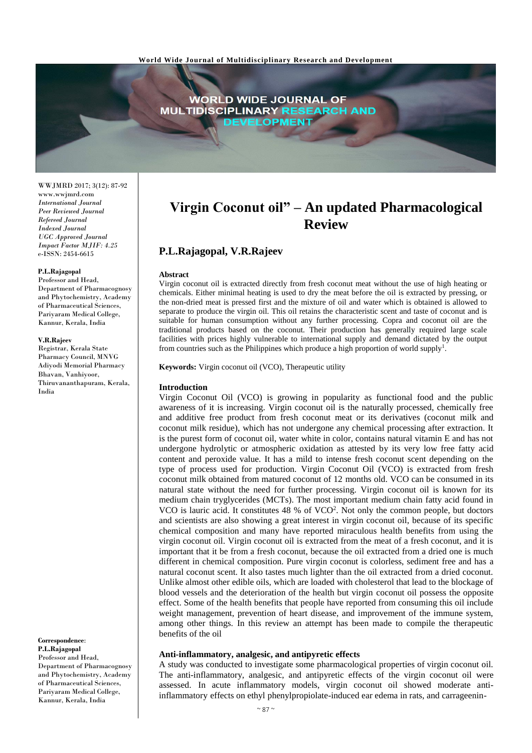# Virgin Coconut oil" – An updated Pharmacological Review

## P.L.Rajagopal, V.R.Rajeev

WWJMRD 2017; 3(12): 87-92
www.wwjmrd.com
*International Journal*
*Peer Reviewed Journal*
*Refereed Journal*
*Indexed Journal*
*UGC Approved Journal*
*Impact Factor MJIF: 4.25*
e-ISSN: 2454-6615

**P.L.Rajagopal**
Professor and Head, Department of Pharmacognosy and Phytochemistry, Academy of Pharmaceutical Sciences, Pariyaram Medical College, Kannur, Kerala, India

**V.R.Rajeev**
Registrar, Kerala State Pharmacy Council, MNVG Adiyodi Memorial Pharmacy Bhavan, Vanhiyoor, Thiruvananthapuram, Kerala, India

**Correspondence**:
**P.L.Rajagopal**
Professor and Head, Department of Pharmacognosy and Phytochemistry, Academy of Pharmaceutical Sciences, Pariyaram Medical College, Kannur, Kerala, India

### Abstract

Virgin coconut oil is extracted directly from fresh coconut meat without the use of high heating or chemicals. Either minimal heating is used to dry the meat before the oil is extracted by pressing, or the non-dried meat is pressed first and the mixture of oil and water which is obtained is allowed to separate to produce the virgin oil. This oil retains the characteristic scent and taste of coconut and is suitable for human consumption without any further processing. Copra and coconut oil are the traditional products based on the coconut. Their production has generally required large scale facilities with prices highly vulnerable to international supply and demand dictated by the output from countries such as the Philippines which produce a high proportion of world supply[1].

**Keywords:** Virgin coconut oil (VCO), Therapeutic utility

### Introduction

Virgin Coconut Oil (VCO) is growing in popularity as functional food and the public awareness of it is increasing. Virgin coconut oil is the naturally processed, chemically free and additive free product from fresh coconut meat or its derivatives (coconut milk and coconut milk residue), which has not undergone any chemical processing after extraction. It is the purest form of coconut oil, water white in color, contains natural vitamin E and has not undergone hydrolytic or atmospheric oxidation as attested by its very low free fatty acid content and peroxide value. It has a mild to intense fresh coconut scent depending on the type of process used for production. Virgin Coconut Oil (VCO) is extracted from fresh coconut milk obtained from matured coconut of 12 months old. VCO can be consumed in its natural state without the need for further processing. Virgin coconut oil is known for its medium chain tryglycerides (MCTs). The most important medium chain fatty acid found in VCO is lauric acid. It constitutes 48 % of VCO[2]. Not only the common people, but doctors and scientists are also showing a great interest in virgin coconut oil, because of its specific chemical composition and many have reported miraculous health benefits from using the virgin coconut oil. Virgin coconut oil is extracted from the meat of a fresh coconut, and it is important that it be from a fresh coconut, because the oil extracted from a dried one is much different in chemical composition. Pure virgin coconut is colorless, sediment free and has a natural coconut scent. It also tastes much lighter than the oil extracted from a dried coconut. Unlike almost other edible oils, which are loaded with cholesterol that lead to the blockage of blood vessels and the deterioration of the health but virgin coconut oil possess the opposite effect. Some of the health benefits that people have reported from consuming this oil include weight management, prevention of heart disease, and improvement of the immune system, among other things. In this review an attempt has been made to compile the therapeutic benefits of the oil

### Anti-inflammatory, analgesic, and antipyretic effects

A study was conducted to investigate some pharmacological properties of virgin coconut oil. The anti-inflammatory, analgesic, and antipyretic effects of the virgin coconut oil were assessed. In acute inflammatory models, virgin coconut oil showed moderate anti-inflammatory effects on ethyl phenylpropiolate-induced ear edema in rats, and carrageenin-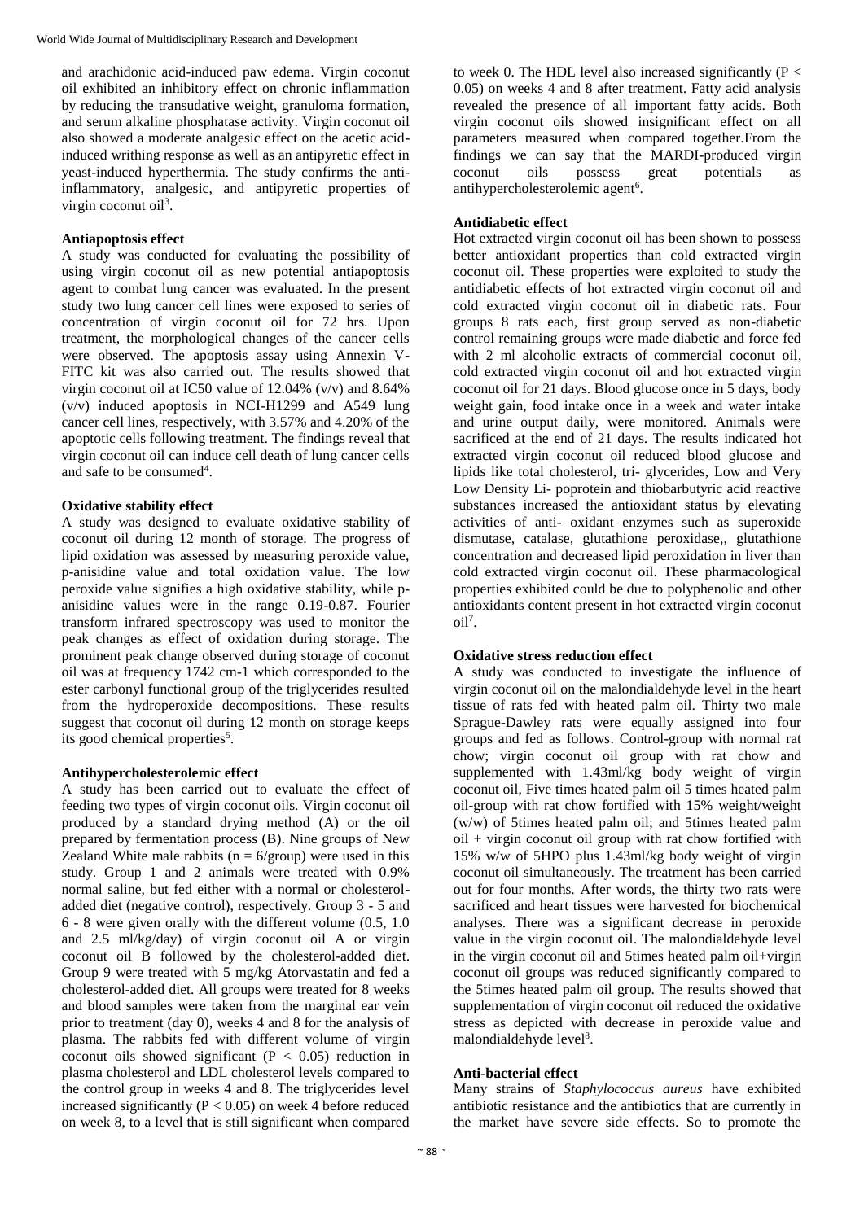and arachidonic acid-induced paw edema. Virgin coconut oil exhibited an inhibitory effect on chronic inflammation by reducing the transudative weight, granuloma formation, and serum alkaline phosphatase activity. Virgin coconut oil also showed a moderate analgesic effect on the acetic acid-induced writhing response as well as an antipyretic effect in yeast-induced hyperthermia. The study confirms the anti-inflammatory, analgesic, and antipyretic properties of virgin coconut oil[3].

**Antiapoptosis effect**

A study was conducted for evaluating the possibility of using virgin coconut oil as new potential antiapoptosis agent to combat lung cancer was evaluated. In the present study two lung cancer cell lines were exposed to series of concentration of virgin coconut oil for 72 hrs. Upon treatment, the morphological changes of the cancer cells were observed. The apoptosis assay using Annexin V-FITC kit was also carried out. The results showed that virgin coconut oil at IC50 value of 12.04% (v/v) and 8.64% (v/v) induced apoptosis in NCI-H1299 and A549 lung cancer cell lines, respectively, with 3.57% and 4.20% of the apoptotic cells following treatment. The findings reveal that virgin coconut oil can induce cell death of lung cancer cells and safe to be consumed[4].

**Oxidative stability effect**

A study was designed to evaluate oxidative stability of coconut oil during 12 month of storage. The progress of lipid oxidation was assessed by measuring peroxide value, p-anisidine value and total oxidation value. The low peroxide value signifies a high oxidative stability, while p-anisidine values were in the range 0.19-0.87. Fourier transform infrared spectroscopy was used to monitor the peak changes as effect of oxidation during storage. The prominent peak change observed during storage of coconut oil was at frequency 1742 cm-1 which corresponded to the ester carbonyl functional group of the triglycerides resulted from the hydroperoxide decompositions. These results suggest that coconut oil during 12 month on storage keeps its good chemical properties[5].

**Antihypercholesterolemic effect**

A study has been carried out to evaluate the effect of feeding two types of virgin coconut oils. Virgin coconut oil produced by a standard drying method (A) or the oil prepared by fermentation process (B). Nine groups of New Zealand White male rabbits ($n = 6$/group) were used in this study. Group 1 and 2 animals were treated with 0.9% normal saline, but fed either with a normal or cholesterol-added diet (negative control), respectively. Group 3 - 5 and 6 - 8 were given orally with the different volume (0.5, 1.0 and 2.5 ml/kg/day) of virgin coconut oil A or virgin coconut oil B followed by the cholesterol-added diet. Group 9 were treated with 5 mg/kg Atorvastatin and fed a cholesterol-added diet. All groups were treated for 8 weeks and blood samples were taken from the marginal ear vein prior to treatment (day 0), weeks 4 and 8 for the analysis of plasma. The rabbits fed with different volume of virgin coconut oils showed significant ($P < 0.05$) reduction in plasma cholesterol and LDL cholesterol levels compared to the control group in weeks 4 and 8. The triglycerides level increased significantly ($P < 0.05$) on week 4 before reduced on week 8, to a level that is still significant when compared to week 0. The HDL level also increased significantly ($P < 0.05$) on weeks 4 and 8 after treatment. Fatty acid analysis revealed the presence of all important fatty acids. Both virgin coconut oils showed insignificant effect on all parameters measured when compared together.From the findings we can say that the MARDI-produced virgin coconut oils possess great potentials as antihypercholesterolemic agent[6].

**Antidiabetic effect**

Hot extracted virgin coconut oil has been shown to possess better antioxidant properties than cold extracted virgin coconut oil. These properties were exploited to study the antidiabetic effects of hot extracted virgin coconut oil and cold extracted virgin coconut oil in diabetic rats. Four groups 8 rats each, first group served as non-diabetic control remaining groups were made diabetic and force fed with 2 ml alcoholic extracts of commercial coconut oil, cold extracted virgin coconut oil and hot extracted virgin coconut oil for 21 days. Blood glucose once in 5 days, body weight gain, food intake once in a week and water intake and urine output daily, were monitored. Animals were sacrificed at the end of 21 days. The results indicated hot extracted virgin coconut oil reduced blood glucose and lipids like total cholesterol, tri- glycerides, Low and Very Low Density Li- poprotein and thiobarbutyric acid reactive substances increased the antioxidant status by elevating activities of anti- oxidant enzymes such as superoxide dismutase, catalase, glutathione peroxidase,, glutathione concentration and decreased lipid peroxidation in liver than cold extracted virgin coconut oil. These pharmacological properties exhibited could be due to polyphenolic and other antioxidants content present in hot extracted virgin coconut oil[7].

**Oxidative stress reduction effect**

A study was conducted to investigate the influence of virgin coconut oil on the malondialdehyde level in the heart tissue of rats fed with heated palm oil. Thirty two male Sprague-Dawley rats were equally assigned into four groups and fed as follows. Control-group with normal rat chow; virgin coconut oil group with rat chow and supplemented with 1.43ml/kg body weight of virgin coconut oil, Five times heated palm oil 5 times heated palm oil-group with rat chow fortified with 15% weight/weight (w/w) of 5times heated palm oil; and 5times heated palm oil + virgin coconut oil group with rat chow fortified with 15% w/w of 5HPO plus 1.43ml/kg body weight of virgin coconut oil simultaneously. The treatment has been carried out for four months. After words, the thirty two rats were sacrificed and heart tissues were harvested for biochemical analyses. There was a significant decrease in peroxide value in the virgin coconut oil. The malondialdehyde level in the virgin coconut oil and 5times heated palm oil+virgin coconut oil groups was reduced significantly compared to the 5times heated palm oil group. The results showed that supplementation of virgin coconut oil reduced the oxidative stress as depicted with decrease in peroxide value and malondialdehyde level[8].

**Anti-bacterial effect**

Many strains of *Staphylococcus aureus* have exhibited antibiotic resistance and the antibiotics that are currently in the market have severe side effects. So to promote the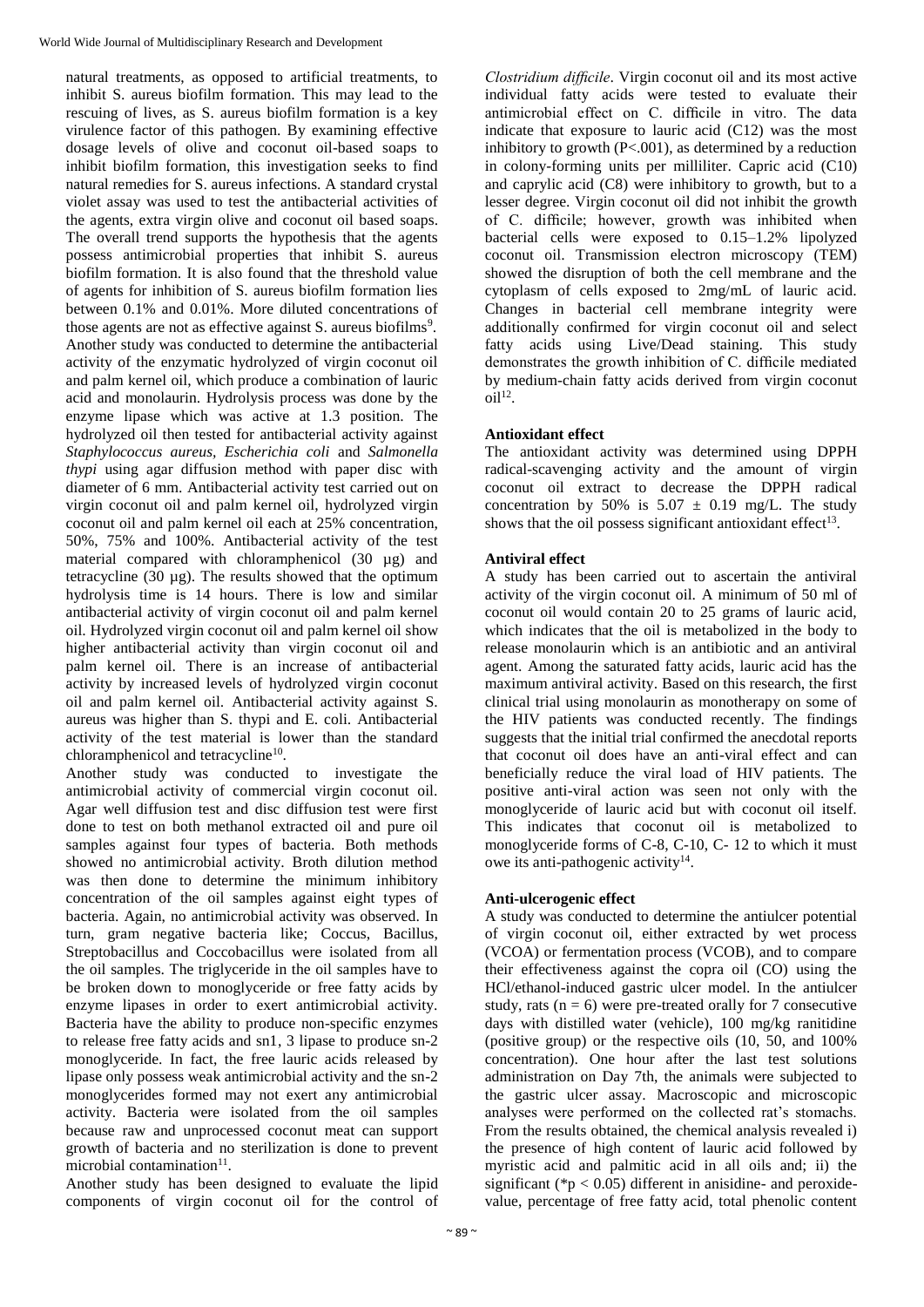natural treatments, as opposed to artificial treatments, to inhibit S. aureus biofilm formation. This may lead to the rescuing of lives, as S. aureus biofilm formation is a key virulence factor of this pathogen. By examining effective dosage levels of olive and coconut oil-based soaps to inhibit biofilm formation, this investigation seeks to find natural remedies for S. aureus infections. A standard crystal violet assay was used to test the antibacterial activities of the agents, extra virgin olive and coconut oil based soaps. The overall trend supports the hypothesis that the agents possess antimicrobial properties that inhibit S. aureus biofilm formation. It is also found that the threshold value of agents for inhibition of S. aureus biofilm formation lies between 0.1% and 0.01%. More diluted concentrations of those agents are not as effective against S. aureus biofilms[9].

Another study was conducted to determine the antibacterial activity of the enzymatic hydrolyzed of virgin coconut oil and palm kernel oil, which produce a combination of lauric acid and monolaurin. Hydrolysis process was done by the enzyme lipase which was active at 1.3 position. The hydrolyzed oil then tested for antibacterial activity against *Staphylococcus aureus, Escherichia coli* and *Salmonella thypi* using agar diffusion method with paper disc with diameter of 6 mm. Antibacterial activity test carried out on virgin coconut oil and palm kernel oil, hydrolyzed virgin coconut oil and palm kernel oil each at 25% concentration, 50%, 75% and 100%. Antibacterial activity of the test material compared with chloramphenicol (30 µg) and tetracycline (30 µg). The results showed that the optimum hydrolysis time is 14 hours. There is low and similar antibacterial activity of virgin coconut oil and palm kernel oil. Hydrolyzed virgin coconut oil and palm kernel oil show higher antibacterial activity than virgin coconut oil and palm kernel oil. There is an increase of antibacterial activity by increased levels of hydrolyzed virgin coconut oil and palm kernel oil. Antibacterial activity against S. aureus was higher than S. thypi and E. coli. Antibacterial activity of the test material is lower than the standard chloramphenicol and tetracycline[10].

Another study was conducted to investigate the antimicrobial activity of commercial virgin coconut oil. Agar well diffusion test and disc diffusion test were first done to test on both methanol extracted oil and pure oil samples against four types of bacteria. Both methods showed no antimicrobial activity. Broth dilution method was then done to determine the minimum inhibitory concentration of the oil samples against eight types of bacteria. Again, no antimicrobial activity was observed. In turn, gram negative bacteria like; Coccus, Bacillus, Streptobacillus and Coccobacillus were isolated from all the oil samples. The triglyceride in the oil samples have to be broken down to monoglyceride or free fatty acids by enzyme lipases in order to exert antimicrobial activity. Bacteria have the ability to produce non-specific enzymes to release free fatty acids and sn1, 3 lipase to produce sn-2 monoglyceride. In fact, the free lauric acids released by lipase only possess weak antimicrobial activity and the sn-2 monoglycerides formed may not exert any antimicrobial activity. Bacteria were isolated from the oil samples because raw and unprocessed coconut meat can support growth of bacteria and no sterilization is done to prevent microbial contamination[11].

Another study has been designed to evaluate the lipid components of virgin coconut oil for the control of *Clostridium difficile*. Virgin coconut oil and its most active individual fatty acids were tested to evaluate their antimicrobial effect on C. difficile in vitro. The data indicate that exposure to lauric acid (C12) was the most inhibitory to growth ($P<.001$), as determined by a reduction in colony-forming units per milliliter. Capric acid (C10) and caprylic acid (C8) were inhibitory to growth, but to a lesser degree. Virgin coconut oil did not inhibit the growth of C. difficile; however, growth was inhibited when bacterial cells were exposed to 0.15–1.2% lipolyzed coconut oil. Transmission electron microscopy (TEM) showed the disruption of both the cell membrane and the cytoplasm of cells exposed to 2mg/mL of lauric acid. Changes in bacterial cell membrane integrity were additionally confirmed for virgin coconut oil and select fatty acids using Live/Dead staining. This study demonstrates the growth inhibition of C. difficile mediated by medium-chain fatty acids derived from virgin coconut oil[12].

### Antioxidant effect

The antioxidant activity was determined using DPPH radical-scavenging activity and the amount of virgin coconut oil extract to decrease the DPPH radical concentration by 50% is $5.07 \pm 0.19$ mg/L. The study shows that the oil possess significant antioxidant effect[13].

### Antiviral effect

A study has been carried out to ascertain the antiviral activity of the virgin coconut oil. A minimum of 50 ml of coconut oil would contain 20 to 25 grams of lauric acid, which indicates that the oil is metabolized in the body to release monolaurin which is an antibiotic and an antiviral agent. Among the saturated fatty acids, lauric acid has the maximum antiviral activity. Based on this research, the first clinical trial using monolaurin as monotherapy on some of the HIV patients was conducted recently. The findings suggests that the initial trial confirmed the anecdotal reports that coconut oil does have an anti-viral effect and can beneficially reduce the viral load of HIV patients. The positive anti-viral action was seen not only with the monoglyceride of lauric acid but with coconut oil itself. This indicates that coconut oil is metabolized to monoglyceride forms of C-8, C-10, C- 12 to which it must owe its anti-pathogenic activity[14].

### Anti-ulcerogenic effect

A study was conducted to determine the antiulcer potential of virgin coconut oil, either extracted by wet process (VCOA) or fermentation process (VCOB), and to compare their effectiveness against the copra oil (CO) using the HCl/ethanol-induced gastric ulcer model. In the antiulcer study, rats ($n = 6$) were pre-treated orally for 7 consecutive days with distilled water (vehicle), 100 mg/kg ranitidine (positive group) or the respective oils (10, 50, and 100% concentration). One hour after the last test solutions administration on Day 7th, the animals were subjected to the gastric ulcer assay. Macroscopic and microscopic analyses were performed on the collected rat's stomachs. From the results obtained, the chemical analysis revealed i) the presence of high content of lauric acid followed by myristic acid and palmitic acid in all oils and; ii) the significant ($*p < 0.05$) different in anisidine- and peroxide-value, percentage of free fatty acid, total phenolic content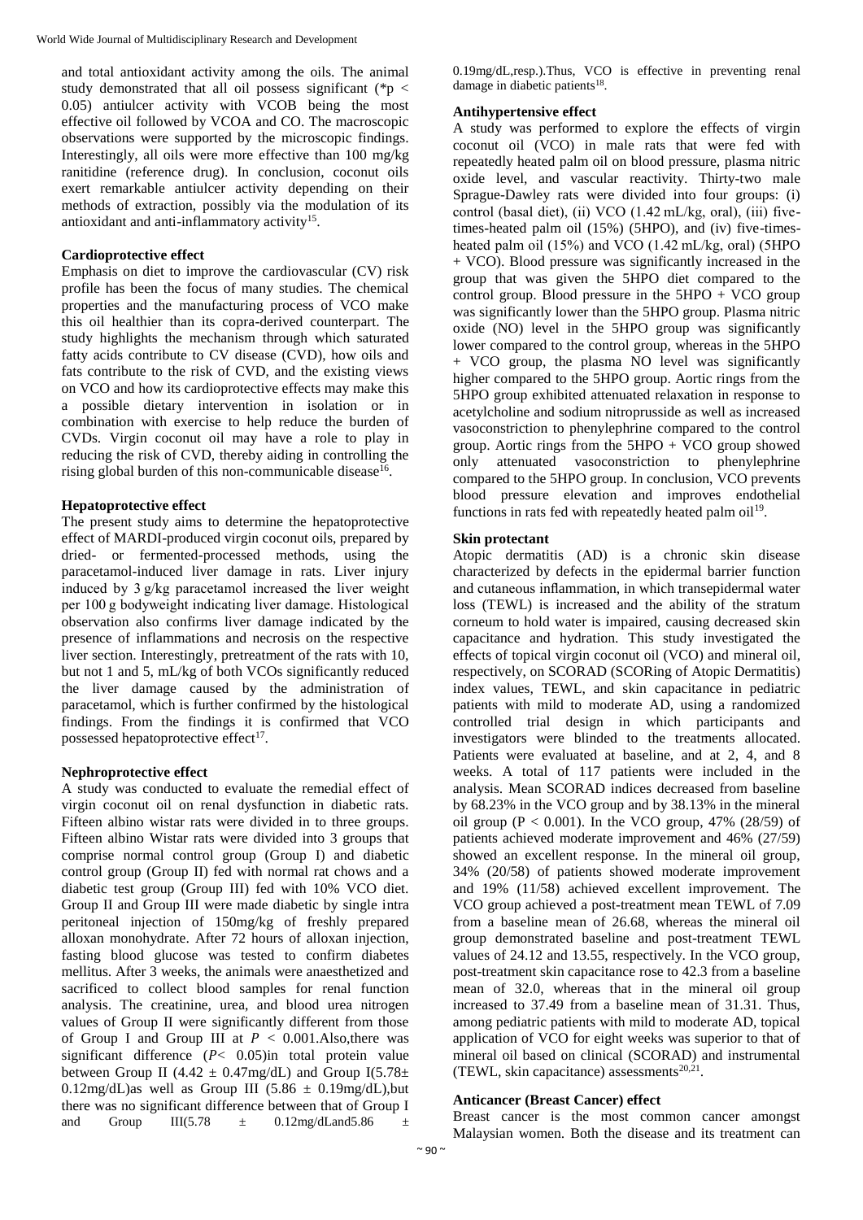and total antioxidant activity among the oils. The animal study demonstrated that all oil possess significant (* $p < 0.05$) antiulcer activity with VCOB being the most effective oil followed by VCOA and CO. The macroscopic observations were supported by the microscopic findings. Interestingly, all oils were more effective than 100 mg/kg ranitidine (reference drug). In conclusion, coconut oils exert remarkable antiulcer activity depending on their methods of extraction, possibly via the modulation of its antioxidant and anti-inflammatory activity[15].

### Cardioprotective effect

Emphasis on diet to improve the cardiovascular (CV) risk profile has been the focus of many studies. The chemical properties and the manufacturing process of VCO make this oil healthier than its copra-derived counterpart. The study highlights the mechanism through which saturated fatty acids contribute to CV disease (CVD), how oils and fats contribute to the risk of CVD, and the existing views on VCO and how its cardioprotective effects may make this a possible dietary intervention in isolation or in combination with exercise to help reduce the burden of CVDs. Virgin coconut oil may have a role to play in reducing the risk of CVD, thereby aiding in controlling the rising global burden of this non-communicable disease[16].

### Hepatoprotective effect

The present study aims to determine the hepatoprotective effect of MARDI-produced virgin coconut oils, prepared by dried- or fermented-processed methods, using the paracetamol-induced liver damage in rats. Liver injury induced by 3 g/kg paracetamol increased the liver weight per 100 g bodyweight indicating liver damage. Histological observation also confirms liver damage indicated by the presence of inflammations and necrosis on the respective liver section. Interestingly, pretreatment of the rats with 10, but not 1 and 5, mL/kg of both VCOs significantly reduced the liver damage caused by the administration of paracetamol, which is further confirmed by the histological findings. From the findings it is confirmed that VCO possessed hepatoprotective effect[17].

### Nephroprotective effect

A study was conducted to evaluate the remedial effect of virgin coconut oil on renal dysfunction in diabetic rats. Fifteen albino wistar rats were divided in to three groups. Fifteen albino Wistar rats were divided into 3 groups that comprise normal control group (Group I) and diabetic control group (Group II) fed with normal rat chows and a diabetic test group (Group III) fed with 10% VCO diet. Group II and Group III were made diabetic by single intra peritoneal injection of 150mg/kg of freshly prepared alloxan monohydrate. After 72 hours of alloxan injection, fasting blood glucose was tested to confirm diabetes mellitus. After 3 weeks, the animals were anaesthetized and sacrificed to collect blood samples for renal function analysis. The creatinine, urea, and blood urea nitrogen values of Group II were significantly different from those of Group I and Group III at $P < 0.001$.Also,there was significant difference ($P < 0.05$)in total protein value between Group II ($4.42 \pm 0.47$mg/dL) and Group I($5.78 \pm 0.12$mg/dL)as well as Group III ($5.86 \pm 0.19$mg/dL),but there was no significant difference between that of Group I and Group III($5.78 \pm 0.12$mg/dLand$5.86 \pm 0.19$mg/dL,resp.).Thus, VCO is effective in preventing renal damage in diabetic patients[18].

### Antihypertensive effect

A study was performed to explore the effects of virgin coconut oil (VCO) in male rats that were fed with repeatedly heated palm oil on blood pressure, plasma nitric oxide level, and vascular reactivity. Thirty-two male Sprague-Dawley rats were divided into four groups: (i) control (basal diet), (ii) VCO (1.42 mL/kg, oral), (iii) five-times-heated palm oil (15%) (5HPO), and (iv) five-times-heated palm oil (15%) and VCO (1.42 mL/kg, oral) (5HPO + VCO). Blood pressure was significantly increased in the group that was given the 5HPO diet compared to the control group. Blood pressure in the 5HPO + VCO group was significantly lower than the 5HPO group. Plasma nitric oxide (NO) level in the 5HPO group was significantly lower compared to the control group, whereas in the 5HPO + VCO group, the plasma NO level was significantly higher compared to the 5HPO group. Aortic rings from the 5HPO group exhibited attenuated relaxation in response to acetylcholine and sodium nitroprusside as well as increased vasoconstriction to phenylephrine compared to the control group. Aortic rings from the 5HPO + VCO group showed only attenuated vasoconstriction to phenylephrine compared to the 5HPO group. In conclusion, VCO prevents blood pressure elevation and improves endothelial functions in rats fed with repeatedly heated palm oil[19].

### Skin protectant

Atopic dermatitis (AD) is a chronic skin disease characterized by defects in the epidermal barrier function and cutaneous inflammation, in which transepidermal water loss (TEWL) is increased and the ability of the stratum corneum to hold water is impaired, causing decreased skin capacitance and hydration. This study investigated the effects of topical virgin coconut oil (VCO) and mineral oil, respectively, on SCORAD (SCORing of Atopic Dermatitis) index values, TEWL, and skin capacitance in pediatric patients with mild to moderate AD, using a randomized controlled trial design in which participants and investigators were blinded to the treatments allocated. Patients were evaluated at baseline, and at 2, 4, and 8 weeks. A total of 117 patients were included in the analysis. Mean SCORAD indices decreased from baseline by 68.23% in the VCO group and by 38.13% in the mineral oil group ($P < 0.001$). In the VCO group, 47% (28/59) of patients achieved moderate improvement and 46% (27/59) showed an excellent response. In the mineral oil group, 34% (20/58) of patients showed moderate improvement and 19% (11/58) achieved excellent improvement. The VCO group achieved a post-treatment mean TEWL of 7.09 from a baseline mean of 26.68, whereas the mineral oil group demonstrated baseline and post-treatment TEWL values of 24.12 and 13.55, respectively. In the VCO group, post-treatment skin capacitance rose to 42.3 from a baseline mean of 32.0, whereas that in the mineral oil group increased to 37.49 from a baseline mean of 31.31. Thus, among pediatric patients with mild to moderate AD, topical application of VCO for eight weeks was superior to that of mineral oil based on clinical (SCORAD) and instrumental (TEWL, skin capacitance) assessments[20,21].

### Anticancer (Breast Cancer) effect

Breast cancer is the most common cancer amongst Malaysian women. Both the disease and its treatment can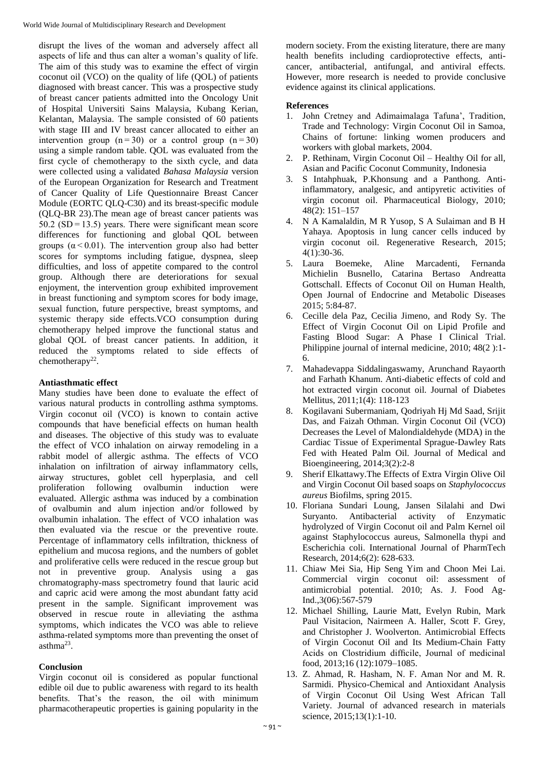disrupt the lives of the woman and adversely affect all aspects of life and thus can alter a woman's quality of life. The aim of this study was to examine the effect of virgin coconut oil (VCO) on the quality of life (QOL) of patients diagnosed with breast cancer. This was a prospective study of breast cancer patients admitted into the Oncology Unit of Hospital Universiti Sains Malaysia, Kubang Kerian, Kelantan, Malaysia. The sample consisted of 60 patients with stage III and IV breast cancer allocated to either an intervention group $(n = 30)$ or a control group $(n = 30)$ using a simple random table. QOL was evaluated from the first cycle of chemotherapy to the sixth cycle, and data were collected using a validated *Bahasa Malaysia* version of the European Organization for Research and Treatment of Cancer Quality of Life Questionnaire Breast Cancer Module (EORTC QLQ-C30) and its breast-specific module (QLQ-BR 23).The mean age of breast cancer patients was 50.2 (SD = 13.5) years. There were significant mean score differences for functioning and global QOL between groups $(\alpha < 0.01)$. The intervention group also had better scores for symptoms including fatigue, dyspnea, sleep difficulties, and loss of appetite compared to the control group. Although there are deteriorations for sexual enjoyment, the intervention group exhibited improvement in breast functioning and symptom scores for body image, sexual function, future perspective, breast symptoms, and systemic therapy side effects.VCO consumption during chemotherapy helped improve the functional status and global QOL of breast cancer patients. In addition, it reduced the symptoms related to side effects of chemotherapy[22].

**Antiasthmatic effect**

Many studies have been done to evaluate the effect of various natural products in controlling asthma symptoms. Virgin coconut oil (VCO) is known to contain active compounds that have beneficial effects on human health and diseases. The objective of this study was to evaluate the effect of VCO inhalation on airway remodeling in a rabbit model of allergic asthma. The effects of VCO inhalation on infiltration of airway inflammatory cells, airway structures, goblet cell hyperplasia, and cell proliferation following ovalbumin induction were evaluated. Allergic asthma was induced by a combination of ovalbumin and alum injection and/or followed by ovalbumin inhalation. The effect of VCO inhalation was then evaluated via the rescue or the preventive route. Percentage of inflammatory cells infiltration, thickness of epithelium and mucosa regions, and the numbers of goblet and proliferative cells were reduced in the rescue group but not in preventive group. Analysis using a gas chromatography-mass spectrometry found that lauric acid and capric acid were among the most abundant fatty acid present in the sample. Significant improvement was observed in rescue route in alleviating the asthma symptoms, which indicates the VCO was able to relieve asthma-related symptoms more than preventing the onset of asthma[23].

**Conclusion**

Virgin coconut oil is considered as popular functional edible oil due to public awareness with regard to its health benefits. That's the reason, the oil with minimum pharmacotherapeutic properties is gaining popularity in the modern society. From the existing literature, there are many health benefits including cardioprotective effects, anti-cancer, antibacterial, antifungal, and antiviral effects. However, more research is needed to provide conclusive evidence against its clinical applications.

**References**

1. John Cretney and Adimaimalaga Tafuna', Tradition, Trade and Technology: Virgin Coconut Oil in Samoa, Chains of fortune: linking women producers and workers with global markets, 2004.
2. P. Rethinam, Virgin Coconut Oil – Healthy Oil for all, Asian and Pacific Coconut Community, Indonesia
3. S Intahphuak, P.Khonsung and a Panthong. Anti-inflammatory, analgesic, and antipyretic activities of virgin coconut oil. Pharmaceutical Biology, 2010; 48(2): 151–157
4. N A Kamalaldin, M R Yusop, S A Sulaiman and B H Yahaya. Apoptosis in lung cancer cells induced by virgin coconut oil. Regenerative Research, 2015; 4(1):30-36.
5. Laura Boemeke, Aline Marcadenti, Fernanda Michielin Busnello, Catarina Bertaso Andreatta Gottschall. Effects of Coconut Oil on Human Health, Open Journal of Endocrine and Metabolic Diseases 2015; 5:84-87.
6. Cecille dela Paz, Cecilia Jimeno, and Rody Sy. The Effect of Virgin Coconut Oil on Lipid Profile and Fasting Blood Sugar: A Phase I Clinical Trial. Philippine journal of internal medicine, 2010; 48(2 ):1-6.
7. Mahadevappa Siddalingaswamy, Arunchand Rayaorth and Farhath Khanum. Anti-diabetic effects of cold and hot extracted virgin coconut oil. Journal of Diabetes Mellitus, 2011;1(4): 118-123
8. Kogilavani Subermaniam, Qodriyah Hj Md Saad, Srijit Das, and Faizah Othman. Virgin Coconut Oil (VCO) Decreases the Level of Malondialdehyde (MDA) in the Cardiac Tissue of Experimental Sprague-Dawley Rats Fed with Heated Palm Oil. Journal of Medical and Bioengineering, 2014;3(2):2-8
9. Sherif Elkattawy.The Effects of Extra Virgin Olive Oil and Virgin Coconut Oil based soaps on *Staphylococcus aureus* Biofilms, spring 2015.
10. Floriana Sundari Loung, Jansen Silalahi and Dwi Suryanto. Antibacterial activity of Enzymatic hydrolyzed of Virgin Coconut oil and Palm Kernel oil against Staphylococcus aureus, Salmonella thypi and Escherichia coli. International Journal of PharmTech Research, 2014;6(2): 628-633.
11. Chiaw Mei Sia, Hip Seng Yim and Choon Mei Lai. Commercial virgin coconut oil: assessment of antimicrobial potential. 2010; As. J. Food Ag-Ind.,3(06):567-579
12. Michael Shilling, Laurie Matt, Evelyn Rubin, Mark Paul Visitacion, Nairmeen A. Haller, Scott F. Grey, and Christopher J. Woolverton. Antimicrobial Effects of Virgin Coconut Oil and Its Medium-Chain Fatty Acids on Clostridium difficile, Journal of medicinal food, 2013;16 (12):1079–1085.
13. Z. Ahmad, R. Hasham, N. F. Aman Nor and M. R. Sarmidi. Physico-Chemical and Antioxidant Analysis of Virgin Coconut Oil Using West African Tall Variety. Journal of advanced research in materials science, 2015;13(1):1-10.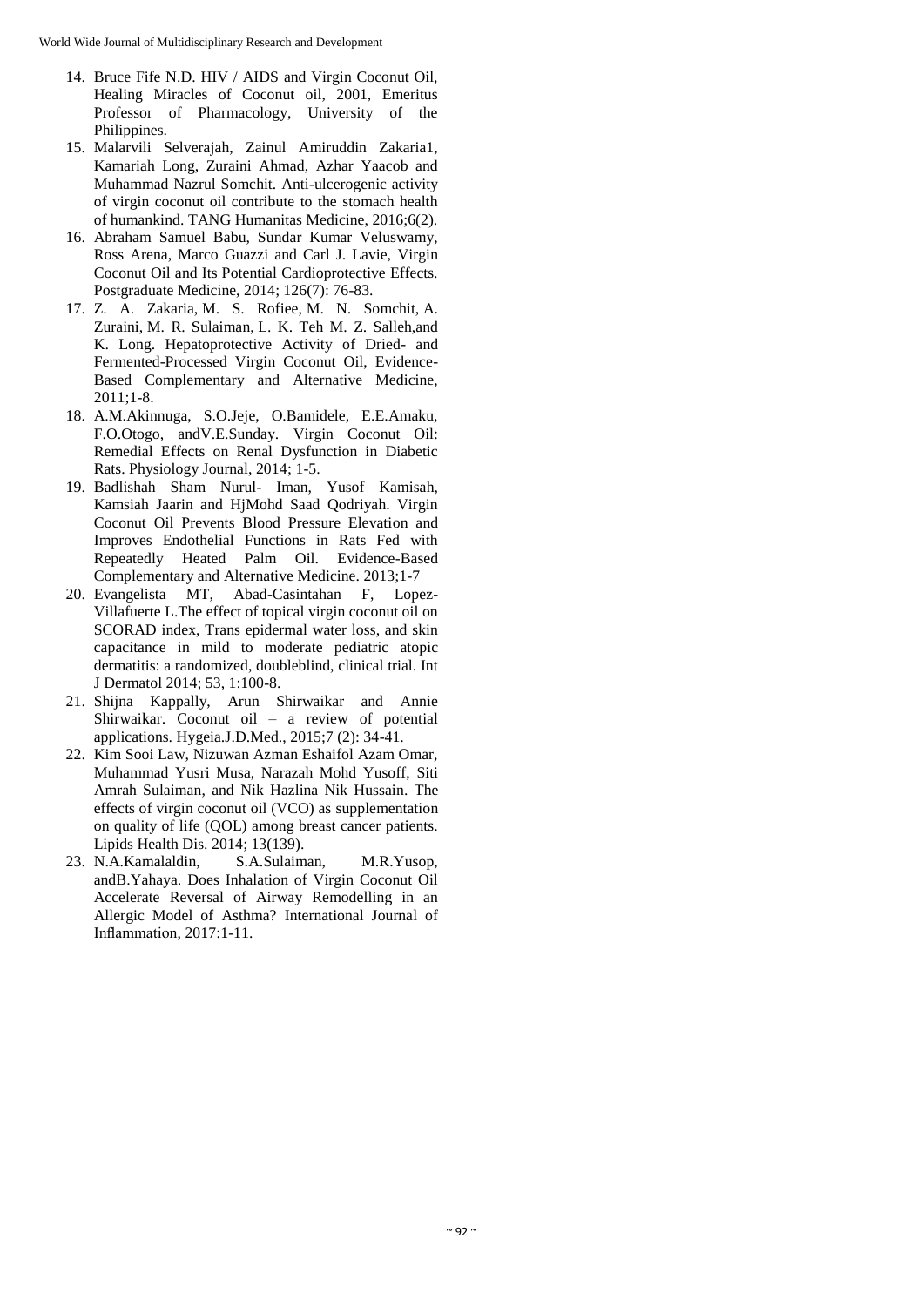14. Bruce Fife N.D. HIV / AIDS and Virgin Coconut Oil, Healing Miracles of Coconut oil, 2001, Emeritus Professor of Pharmacology, University of the Philippines.
15. Malarvili Selverajah, Zainul Amiruddin Zakaria1, Kamariah Long, Zuraini Ahmad, Azhar Yaacob and Muhammad Nazrul Somchit. Anti-ulcerogenic activity of virgin coconut oil contribute to the stomach health of humankind. TANG Humanitas Medicine, 2016;6(2).
16. Abraham Samuel Babu, Sundar Kumar Veluswamy, Ross Arena, Marco Guazzi and Carl J. Lavie, Virgin Coconut Oil and Its Potential Cardioprotective Effects. Postgraduate Medicine, 2014; 126(7): 76-83.
17. Z. A. Zakaria, M. S. Rofiee, M. N. Somchit, A. Zuraini, M. R. Sulaiman, L. K. Teh M. Z. Salleh,and K. Long. Hepatoprotective Activity of Dried- and Fermented-Processed Virgin Coconut Oil, Evidence-Based Complementary and Alternative Medicine, 2011;1-8.
18. A.M.Akinnuga, S.O.Jeje, O.Bamidele, E.E.Amaku, F.O.Otogo, andV.E.Sunday. Virgin Coconut Oil: Remedial Effects on Renal Dysfunction in Diabetic Rats. Physiology Journal, 2014; 1-5.
19. Badlishah Sham Nurul- Iman, Yusof Kamisah, Kamsiah Jaarin and HjMohd Saad Qodriyah. Virgin Coconut Oil Prevents Blood Pressure Elevation and Improves Endothelial Functions in Rats Fed with Repeatedly Heated Palm Oil. Evidence-Based Complementary and Alternative Medicine. 2013;1-7
20. Evangelista MT, Abad-Casintahan F, Lopez-Villafuerte L.The effect of topical virgin coconut oil on SCORAD index, Trans epidermal water loss, and skin capacitance in mild to moderate pediatric atopic dermatitis: a randomized, doubleblind, clinical trial. Int J Dermatol 2014; 53, 1:100-8.
21. Shijna Kappally, Arun Shirwaikar and Annie Shirwaikar. Coconut oil – a review of potential applications. Hygeia.J.D.Med., 2015;7 (2): 34-41.
22. Kim Sooi Law, Nizuwan Azman Eshaifol Azam Omar, Muhammad Yusri Musa, Narazah Mohd Yusoff, Siti Amrah Sulaiman, and Nik Hazlina Nik Hussain. The effects of virgin coconut oil (VCO) as supplementation on quality of life (QOL) among breast cancer patients. Lipids Health Dis. 2014; 13(139).
23. N.A.Kamalaldin, S.A.Sulaiman, M.R.Yusop, andB.Yahaya. Does Inhalation of Virgin Coconut Oil Accelerate Reversal of Airway Remodelling in an Allergic Model of Asthma? International Journal of Inflammation, 2017:1-11.